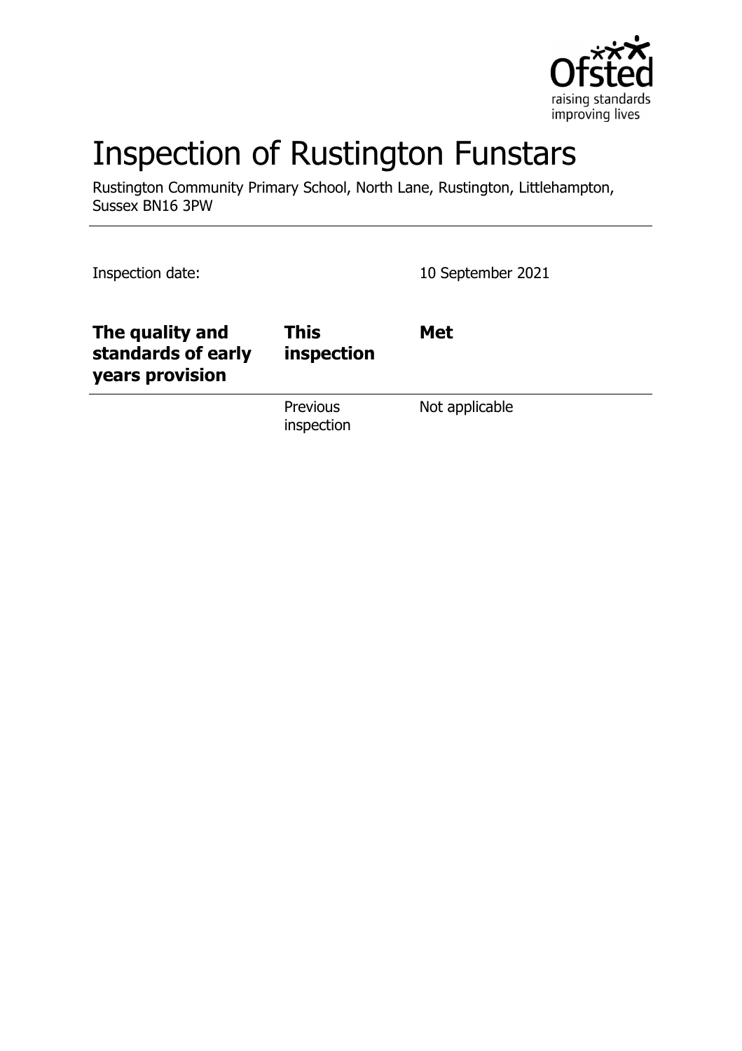# Inspection of Rustington Funstars

Rustington Community Primary School, North Lane, Rustington, Littlehampton, Sussex BN16 3PW

Inspection date: 10 September 2021

| **The quality and standards of early years provision** | **This inspection** | **Met** |
|---|---|---|
| | Previous inspection | Not applicable |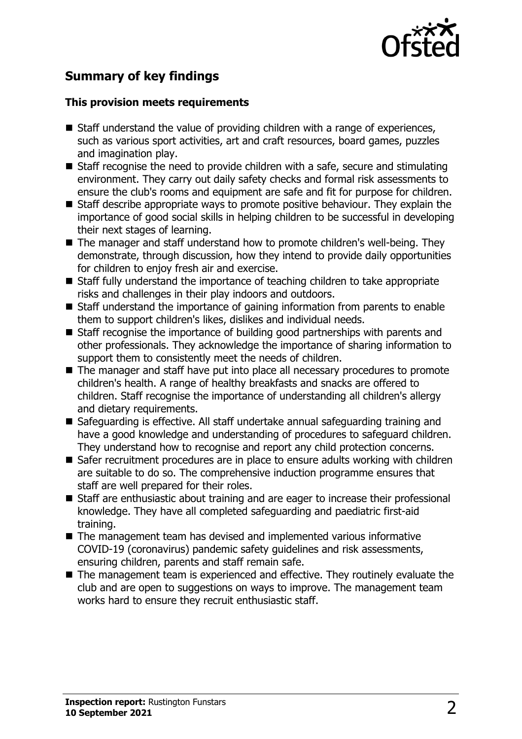## Summary of key findings

### This provision meets requirements

- Staff understand the value of providing children with a range of experiences, such as various sport activities, art and craft resources, board games, puzzles and imagination play.
- Staff recognise the need to provide children with a safe, secure and stimulating environment. They carry out daily safety checks and formal risk assessments to ensure the club's rooms and equipment are safe and fit for purpose for children.
- Staff describe appropriate ways to promote positive behaviour. They explain the importance of good social skills in helping children to be successful in developing their next stages of learning.
- The manager and staff understand how to promote children's well-being. They demonstrate, through discussion, how they intend to provide daily opportunities for children to enjoy fresh air and exercise.
- Staff fully understand the importance of teaching children to take appropriate risks and challenges in their play indoors and outdoors.
- Staff understand the importance of gaining information from parents to enable them to support children's likes, dislikes and individual needs.
- Staff recognise the importance of building good partnerships with parents and other professionals. They acknowledge the importance of sharing information to support them to consistently meet the needs of children.
- The manager and staff have put into place all necessary procedures to promote children's health. A range of healthy breakfasts and snacks are offered to children. Staff recognise the importance of understanding all children's allergy and dietary requirements.
- Safeguarding is effective. All staff undertake annual safeguarding training and have a good knowledge and understanding of procedures to safeguard children. They understand how to recognise and report any child protection concerns.
- Safer recruitment procedures are in place to ensure adults working with children are suitable to do so. The comprehensive induction programme ensures that staff are well prepared for their roles.
- Staff are enthusiastic about training and are eager to increase their professional knowledge. They have all completed safeguarding and paediatric first-aid training.
- The management team has devised and implemented various informative COVID-19 (coronavirus) pandemic safety guidelines and risk assessments, ensuring children, parents and staff remain safe.
- The management team is experienced and effective. They routinely evaluate the club and are open to suggestions on ways to improve. The management team works hard to ensure they recruit enthusiastic staff.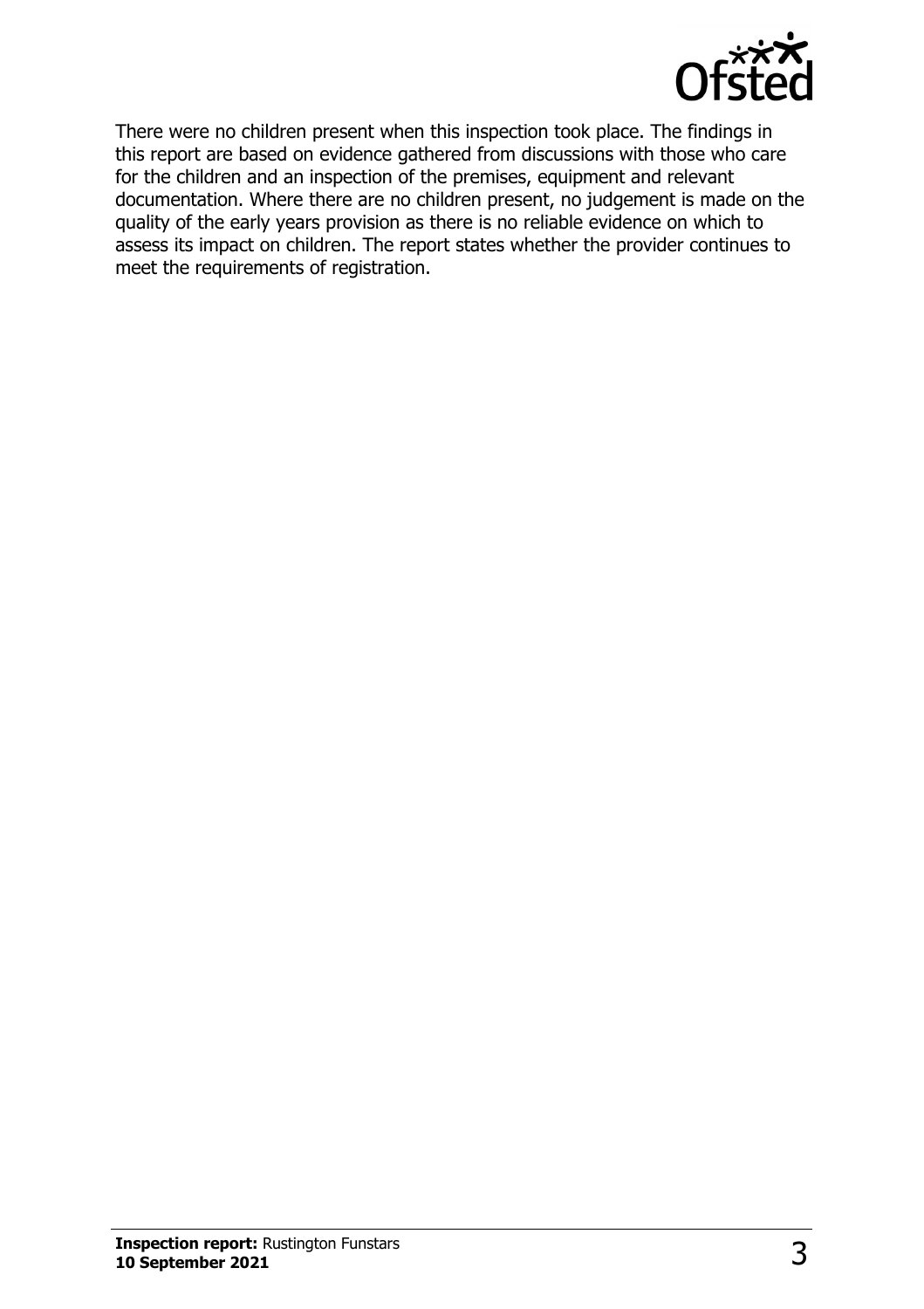There were no children present when this inspection took place. The findings in this report are based on evidence gathered from discussions with those who care for the children and an inspection of the premises, equipment and relevant documentation. Where there are no children present, no judgement is made on the quality of the early years provision as there is no reliable evidence on which to assess its impact on children. The report states whether the provider continues to meet the requirements of registration.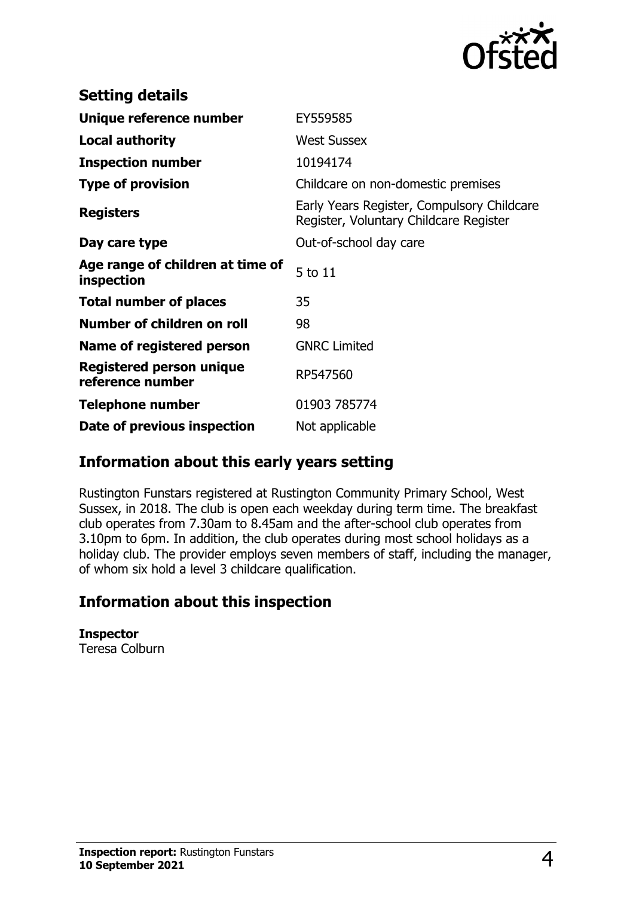## Setting details

| | |
|---|---|
| **Unique reference number** | EY559585 |
| **Local authority** | West Sussex |
| **Inspection number** | 10194174 |
| **Type of provision** | Childcare on non-domestic premises |
| **Registers** | Early Years Register, Compulsory Childcare Register, Voluntary Childcare Register |
| **Day care type** | Out-of-school day care |
| **Age range of children at time of inspection** | 5 to 11 |
| **Total number of places** | 35 |
| **Number of children on roll** | 98 |
| **Name of registered person** | GNRC Limited |
| **Registered person unique reference number** | RP547560 |
| **Telephone number** | 01903 785774 |
| **Date of previous inspection** | Not applicable |

## Information about this early years setting

Rustington Funstars registered at Rustington Community Primary School, West Sussex, in 2018. The club is open each weekday during term time. The breakfast club operates from 7.30am to 8.45am and the after-school club operates from 3.10pm to 6pm. In addition, the club operates during most school holidays as a holiday club. The provider employs seven members of staff, including the manager, of whom six hold a level 3 childcare qualification.

## Information about this inspection

**Inspector**
Teresa Colburn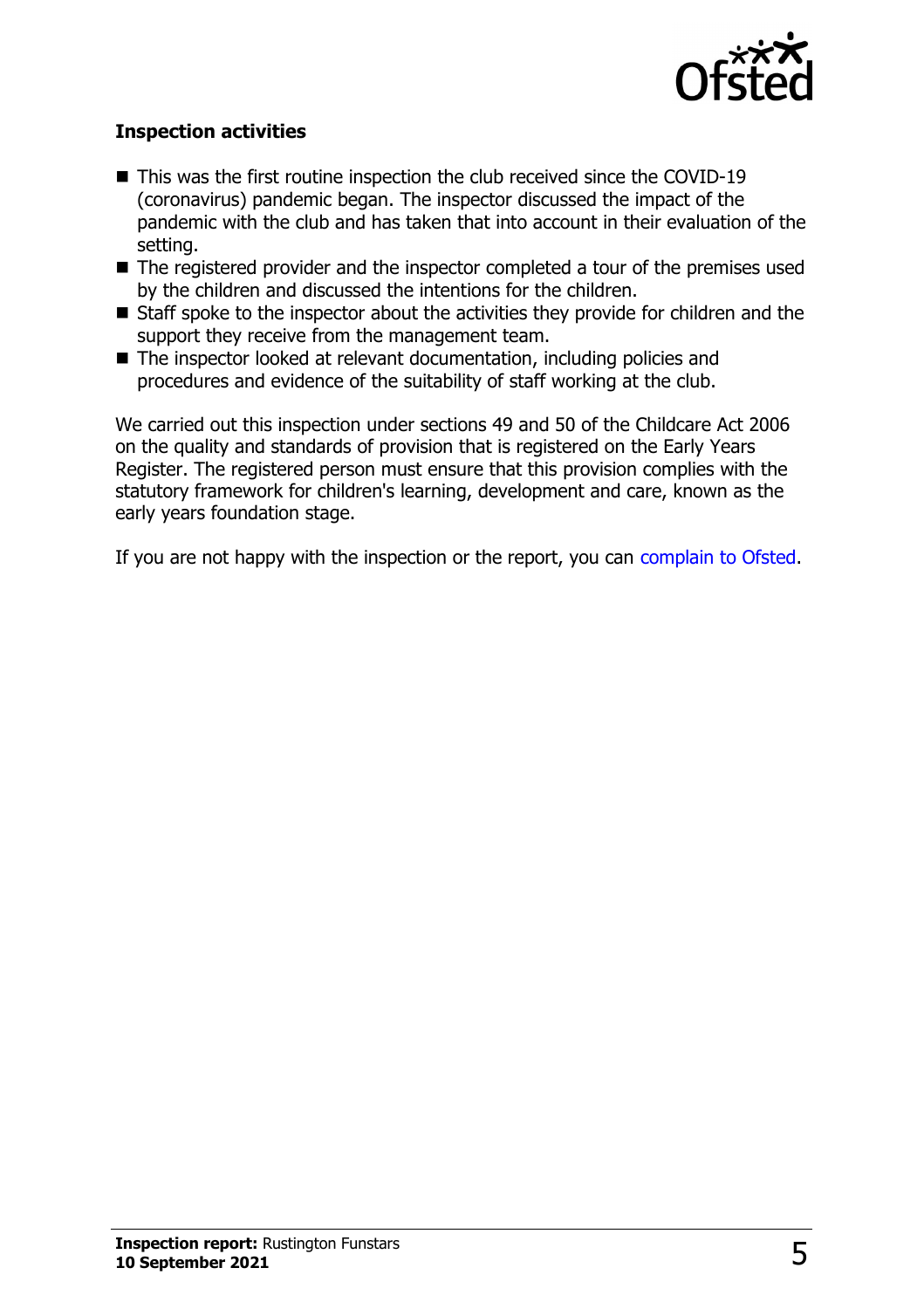### Inspection activities

- This was the first routine inspection the club received since the COVID-19 (coronavirus) pandemic began. The inspector discussed the impact of the pandemic with the club and has taken that into account in their evaluation of the setting.
- The registered provider and the inspector completed a tour of the premises used by the children and discussed the intentions for the children.
- Staff spoke to the inspector about the activities they provide for children and the support they receive from the management team.
- The inspector looked at relevant documentation, including policies and procedures and evidence of the suitability of staff working at the club.

We carried out this inspection under sections 49 and 50 of the Childcare Act 2006 on the quality and standards of provision that is registered on the Early Years Register. The registered person must ensure that this provision complies with the statutory framework for children's learning, development and care, known as the early years foundation stage.

If you are not happy with the inspection or the report, you can complain to Ofsted.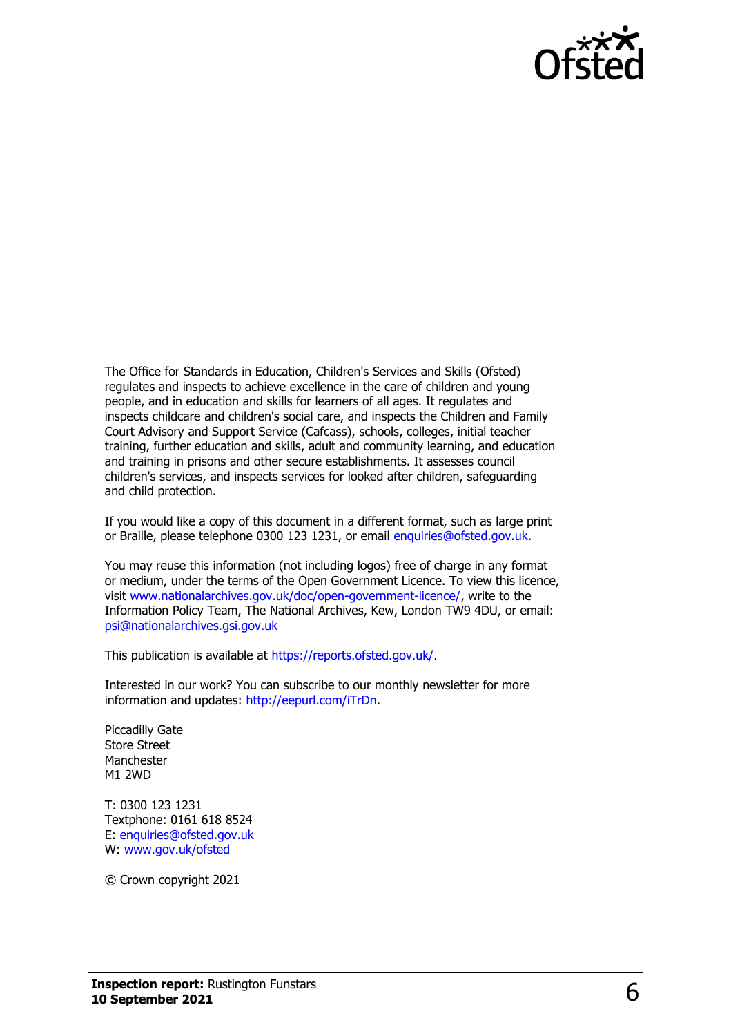The Office for Standards in Education, Children's Services and Skills (Ofsted) regulates and inspects to achieve excellence in the care of children and young people, and in education and skills for learners of all ages. It regulates and inspects childcare and children's social care, and inspects the Children and Family Court Advisory and Support Service (Cafcass), schools, colleges, initial teacher training, further education and skills, adult and community learning, and education and training in prisons and other secure establishments. It assesses council children's services, and inspects services for looked after children, safeguarding and child protection.

If you would like a copy of this document in a different format, such as large print or Braille, please telephone 0300 123 1231, or email enquiries@ofsted.gov.uk.

You may reuse this information (not including logos) free of charge in any format or medium, under the terms of the Open Government Licence. To view this licence, visit www.nationalarchives.gov.uk/doc/open-government-licence/, write to the Information Policy Team, The National Archives, Kew, London TW9 4DU, or email: psi@nationalarchives.gsi.gov.uk

This publication is available at https://reports.ofsted.gov.uk/.

Interested in our work? You can subscribe to our monthly newsletter for more information and updates: http://eepurl.com/iTrDn.

Piccadilly Gate
Store Street
Manchester
M1 2WD

T: 0300 123 1231
Textphone: 0161 618 8524
E: enquiries@ofsted.gov.uk
W: www.gov.uk/ofsted

© Crown copyright 2021